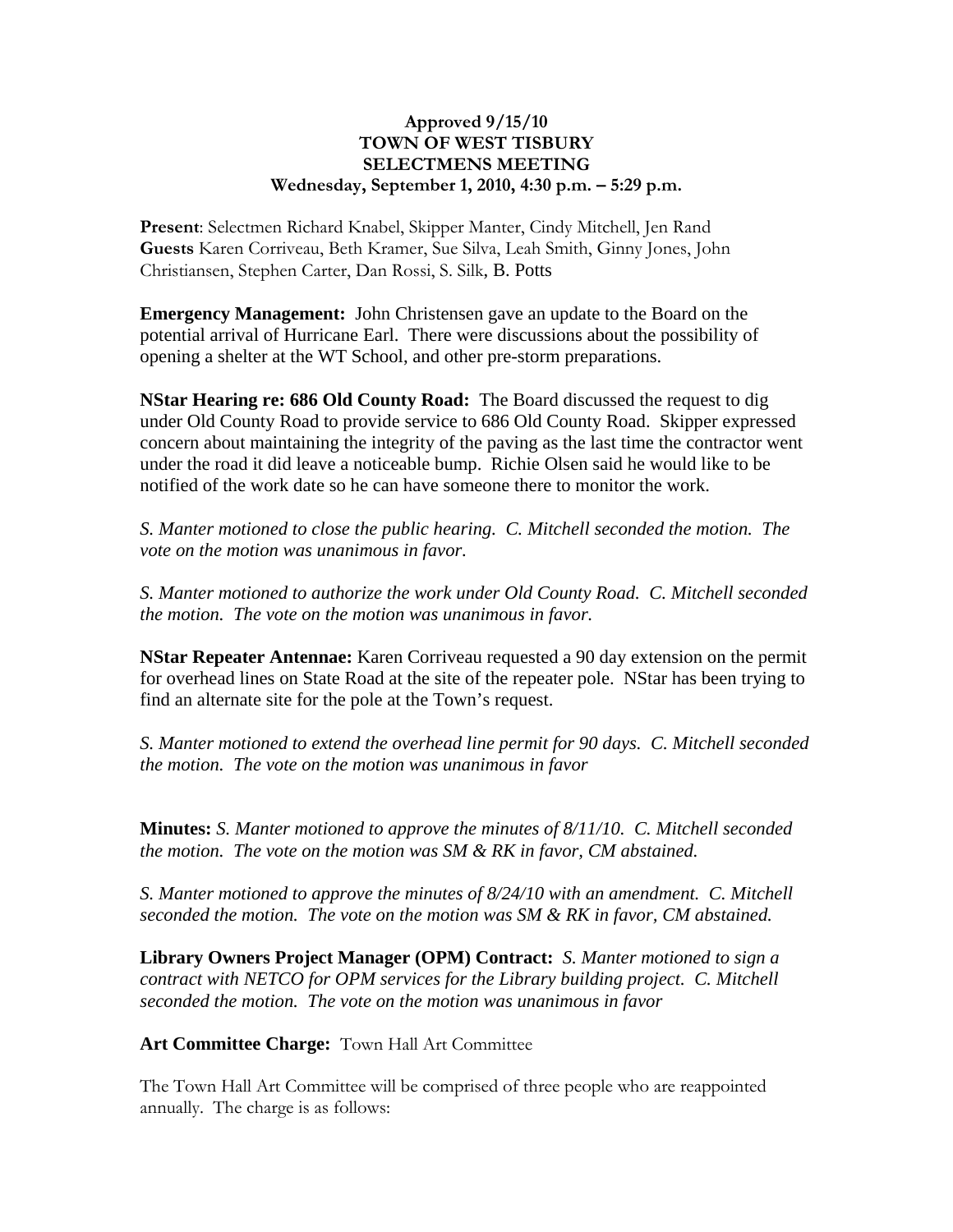**Approved 9/15/10**
**TOWN OF WEST TISBURY**
**SELECTMENS MEETING**
**Wednesday, September 1, 2010, 4:30 p.m. – 5:29 p.m.**

**Present**: Selectmen Richard Knabel, Skipper Manter, Cindy Mitchell, Jen Rand
**Guests** Karen Corriveau, Beth Kramer, Sue Silva, Leah Smith, Ginny Jones, John Christiansen, Stephen Carter, Dan Rossi, S. Silk, B. Potts

**Emergency Management:** John Christensen gave an update to the Board on the potential arrival of Hurricane Earl. There were discussions about the possibility of opening a shelter at the WT School, and other pre-storm preparations.

**NStar Hearing re: 686 Old County Road:** The Board discussed the request to dig under Old County Road to provide service to 686 Old County Road. Skipper expressed concern about maintaining the integrity of the paving as the last time the contractor went under the road it did leave a noticeable bump. Richie Olsen said he would like to be notified of the work date so he can have someone there to monitor the work.

*S. Manter motioned to close the public hearing. C. Mitchell seconded the motion. The vote on the motion was unanimous in favor.*

*S. Manter motioned to authorize the work under Old County Road. C. Mitchell seconded the motion. The vote on the motion was unanimous in favor.*

**NStar Repeater Antennae:** Karen Corriveau requested a 90 day extension on the permit for overhead lines on State Road at the site of the repeater pole. NStar has been trying to find an alternate site for the pole at the Town's request.

*S. Manter motioned to extend the overhead line permit for 90 days. C. Mitchell seconded the motion. The vote on the motion was unanimous in favor*

**Minutes:** *S. Manter motioned to approve the minutes of 8/11/10. C. Mitchell seconded the motion. The vote on the motion was SM & RK in favor, CM abstained.*

*S. Manter motioned to approve the minutes of 8/24/10 with an amendment. C. Mitchell seconded the motion. The vote on the motion was SM & RK in favor, CM abstained.*

**Library Owners Project Manager (OPM) Contract:** *S. Manter motioned to sign a contract with NETCO for OPM services for the Library building project. C. Mitchell seconded the motion. The vote on the motion was unanimous in favor*

**Art Committee Charge:** Town Hall Art Committee

The Town Hall Art Committee will be comprised of three people who are reappointed annually. The charge is as follows: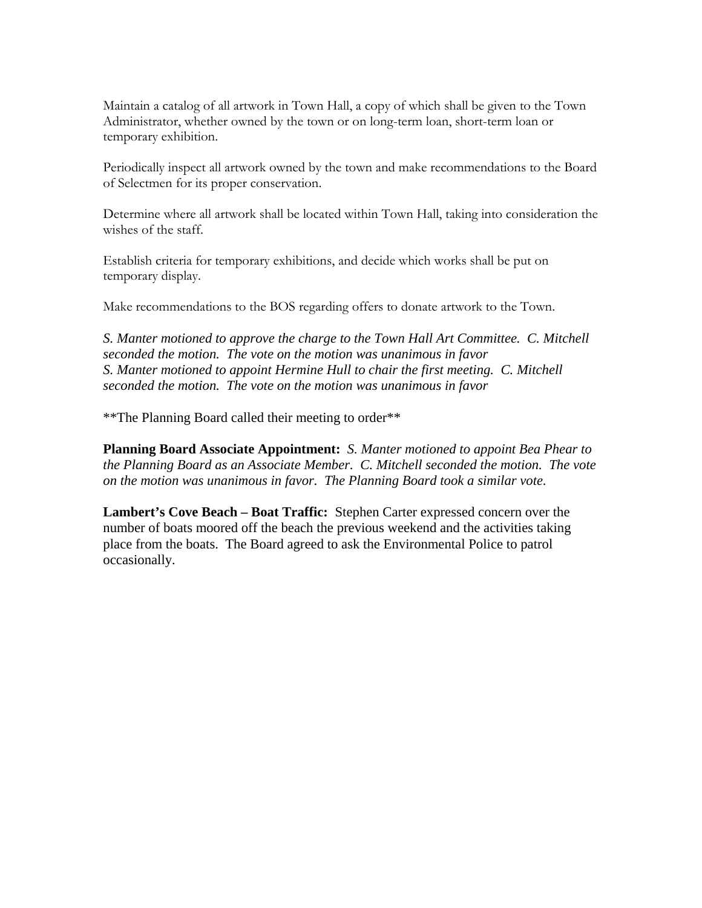Maintain a catalog of all artwork in Town Hall, a copy of which shall be given to the Town Administrator, whether owned by the town or on long-term loan, short-term loan or temporary exhibition.

Periodically inspect all artwork owned by the town and make recommendations to the Board of Selectmen for its proper conservation.

Determine where all artwork shall be located within Town Hall, taking into consideration the wishes of the staff.

Establish criteria for temporary exhibitions, and decide which works shall be put on temporary display.

Make recommendations to the BOS regarding offers to donate artwork to the Town.

*S. Manter motioned to approve the charge to the Town Hall Art Committee. C. Mitchell seconded the motion. The vote on the motion was unanimous in favor*
*S. Manter motioned to appoint Hermine Hull to chair the first meeting. C. Mitchell seconded the motion. The vote on the motion was unanimous in favor*

**The Planning Board called their meeting to order**

**Planning Board Associate Appointment:** *S. Manter motioned to appoint Bea Phear to the Planning Board as an Associate Member. C. Mitchell seconded the motion. The vote on the motion was unanimous in favor. The Planning Board took a similar vote.*

**Lambert's Cove Beach – Boat Traffic:** Stephen Carter expressed concern over the number of boats moored off the beach the previous weekend and the activities taking place from the boats. The Board agreed to ask the Environmental Police to patrol occasionally.